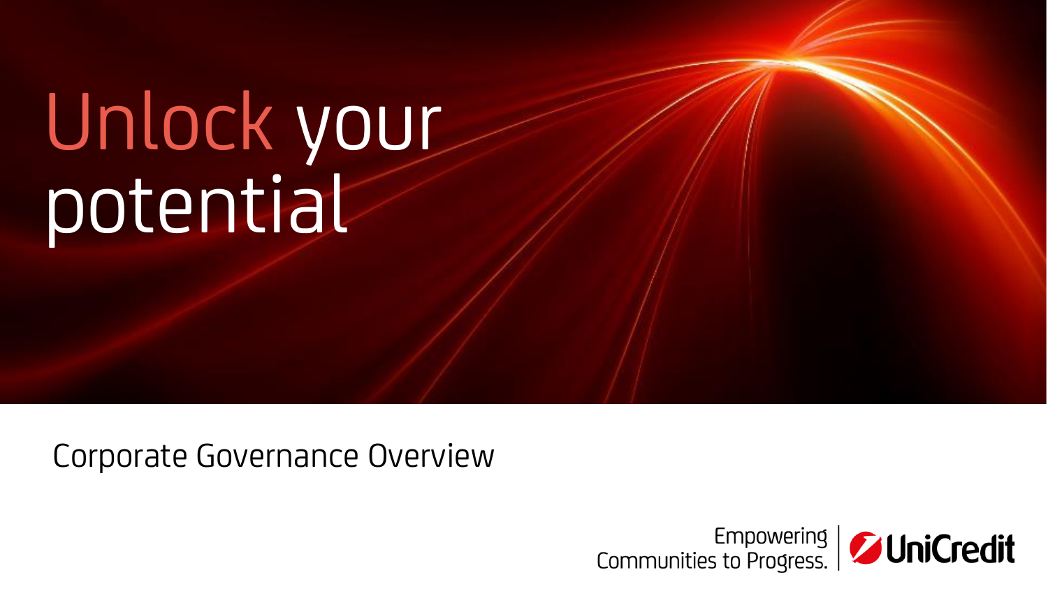# Unlock your potential

Corporate Governance Overview

Empowering Communities to Progress. | UniCredit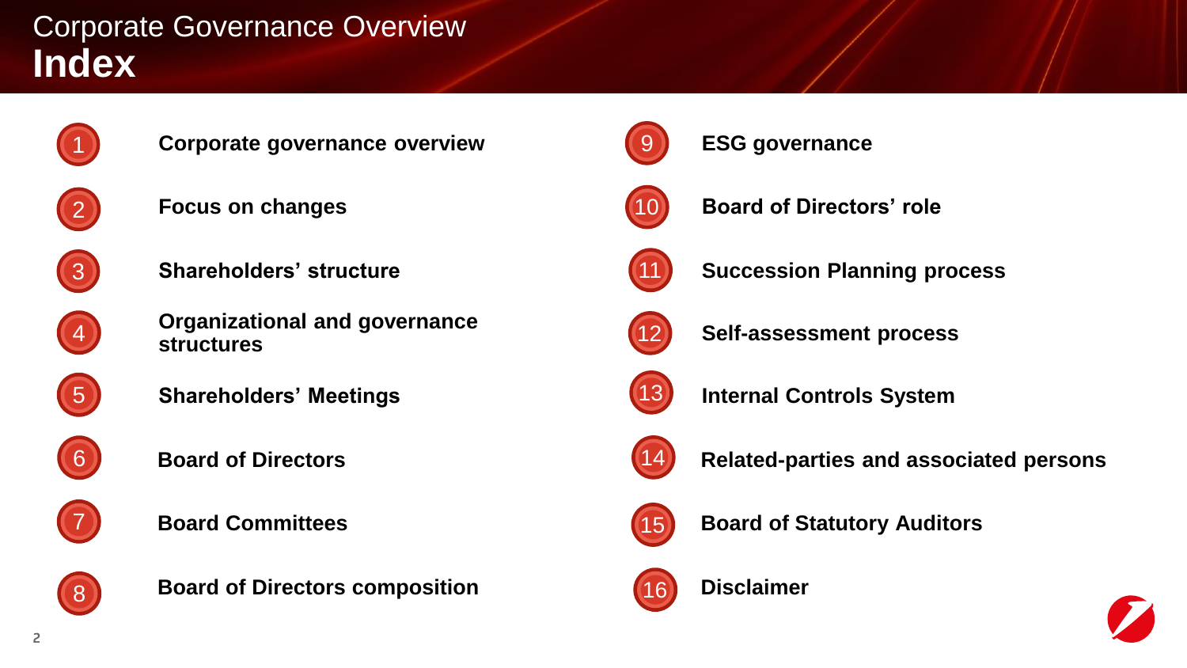# Corporate Governance Overview
## Index

1. Corporate governance overview
2. Focus on changes
3. Shareholders' structure
4. Organizational and governance structures
5. Shareholders' Meetings
6. Board of Directors
7. Board Committees
8. Board of Directors composition
9. ESG governance
10. Board of Directors' role
11. Succession Planning process
12. Self-assessment process
13. Internal Controls System
14. Related-parties and associated persons
15. Board of Statutory Auditors
16. Disclaimer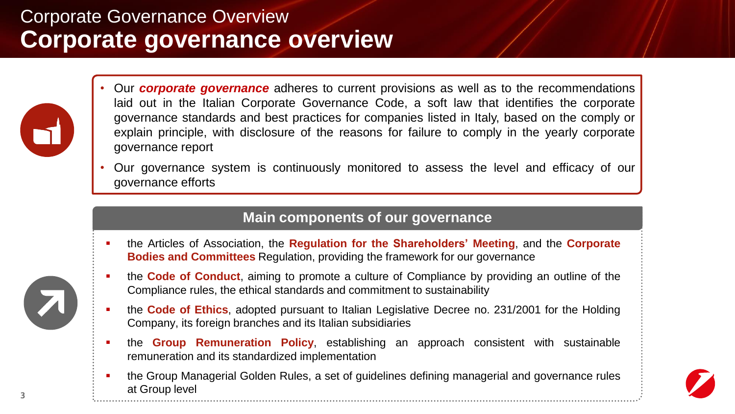# Corporate Governance Overview

## Corporate governance overview

- Our ***corporate governance*** adheres to current provisions as well as to the recommendations laid out in the Italian Corporate Governance Code, a soft law that identifies the corporate governance standards and best practices for companies listed in Italy, based on the comply or explain principle, with disclosure of the reasons for failure to comply in the yearly corporate governance report
- Our governance system is continuously monitored to assess the level and efficacy of our governance efforts

### Main components of our governance

- the Articles of Association, the **Regulation for the Shareholders' Meeting**, and the **Corporate Bodies and Committees** Regulation, providing the framework for our governance
- the **Code of Conduct**, aiming to promote a culture of Compliance by providing an outline of the Compliance rules, the ethical standards and commitment to sustainability
- the **Code of Ethics**, adopted pursuant to Italian Legislative Decree no. 231/2001 for the Holding Company, its foreign branches and its Italian subsidiaries
- the **Group Remuneration Policy**, establishing an approach consistent with sustainable remuneration and its standardized implementation
- the Group Managerial Golden Rules, a set of guidelines defining managerial and governance rules at Group level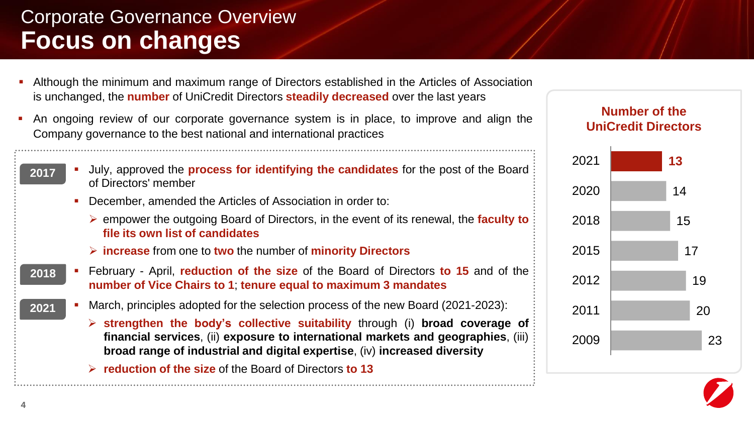# Corporate Governance Overview
## Focus on changes

- Although the minimum and maximum range of Directors established in the Articles of Association is unchanged, the **number** of UniCredit Directors **steadily decreased** over the last years
- An ongoing review of our corporate governance system is in place, to improve and align the Company governance to the best national and international practices

**2017**

- July, approved the **process for identifying the candidates** for the post of the Board of Directors' member
- December, amended the Articles of Association in order to:
  - empower the outgoing Board of Directors, in the event of its renewal, the **faculty to file its own list of candidates**
  - **increase** from one to **two** the number of **minority Directors**

**2018**

- February - April, **reduction of the size** of the Board of Directors **to 15** and of the **number of Vice Chairs to 1**; **tenure equal to maximum 3 mandates**

**2021**

- March, principles adopted for the selection process of the new Board (2021-2023):
  - **strengthen the body's collective suitability** through (i) **broad coverage of financial services**, (ii) **exposure to international markets and geographies**, (iii) **broad range of industrial and digital expertise**, (iv) **increased diversity**
  - **reduction of the size** of the Board of Directors **to 13**

**Number of the UniCredit Directors**

| Year | Directors |
|---|---|
| 2021 | 13 |
| 2020 | 14 |
| 2018 | 15 |
| 2015 | 17 |
| 2012 | 19 |
| 2011 | 20 |
| 2009 | 23 |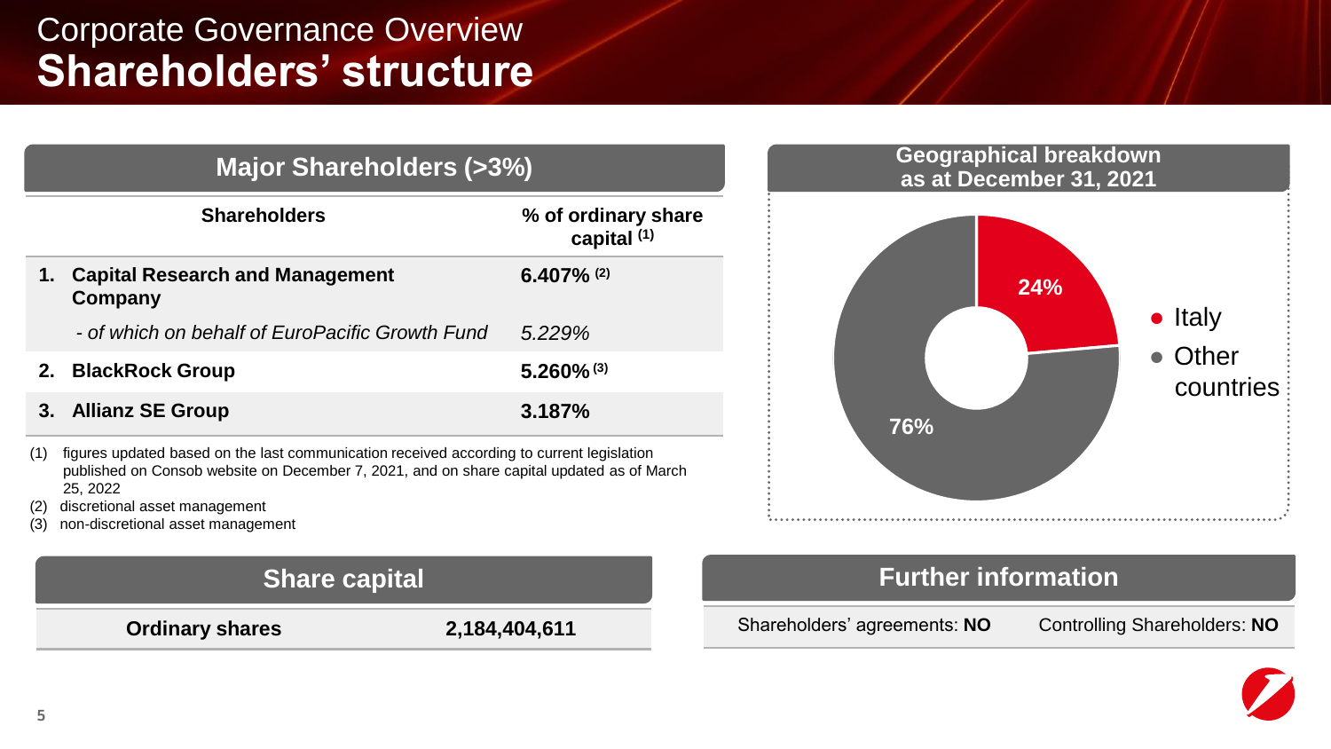# Corporate Governance Overview
# Shareholders' structure

## Major Shareholders (>3%)

| Shareholders | % of ordinary share capital [1] |
|---|---|
| **1. Capital Research and Management Company** | **6.407%** [2] |
| *- of which on behalf of EuroPacific Growth Fund* | *5.229%* |
| **2. BlackRock Group** | **5.260%** [3] |
| **3. Allianz SE Group** | **3.187%** |

(1) figures updated based on the last communication received according to current legislation published on Consob website on December 7, 2021, and on share capital updated as of March 25, 2022

(2) discretional asset management

(3) non-discretional asset management

## Geographical breakdown as at December 31, 2021

- Italy: 24%
- Other countries: 76%

## Share capital

| Ordinary shares | 2,184,404,611 |
|---|---|

## Further information

Shareholders' agreements: **NO**

Controlling Shareholders: **NO**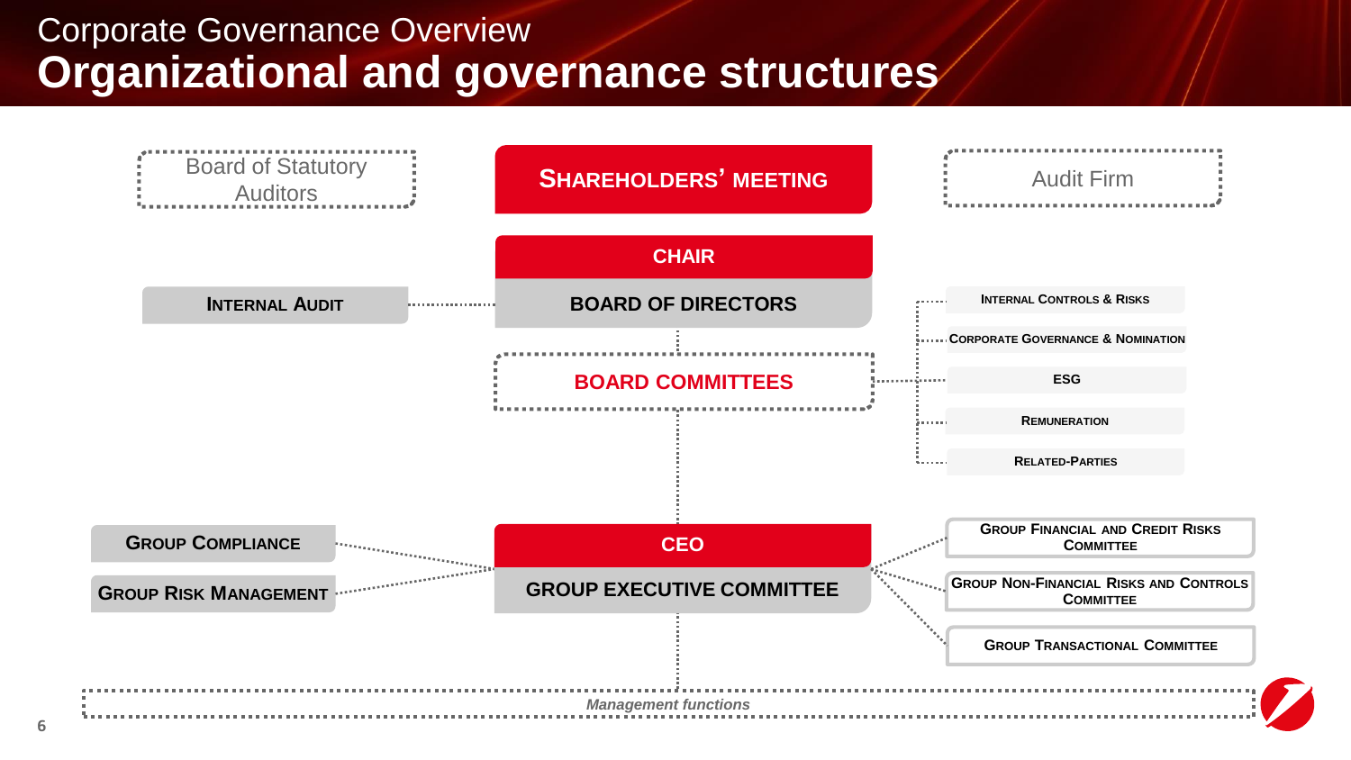# Corporate Governance Overview

## Organizational and governance structures

Board of Statutory Auditors

**SHAREHOLDERS' MEETING**

Audit Firm

**CHAIR**

**BOARD OF DIRECTORS**

**INTERNAL AUDIT**

**BOARD COMMITTEES**

- INTERNAL CONTROLS & RISKS
- CORPORATE GOVERNANCE & NOMINATION
- ESG
- REMUNERATION
- RELATED-PARTIES

**CEO**

**GROUP EXECUTIVE COMMITTEE**

**GROUP COMPLIANCE**

**GROUP RISK MANAGEMENT**

- GROUP FINANCIAL AND CREDIT RISKS COMMITTEE
- GROUP NON-FINANCIAL RISKS AND CONTROLS COMMITTEE
- GROUP TRANSACTIONAL COMMITTEE

*Management functions*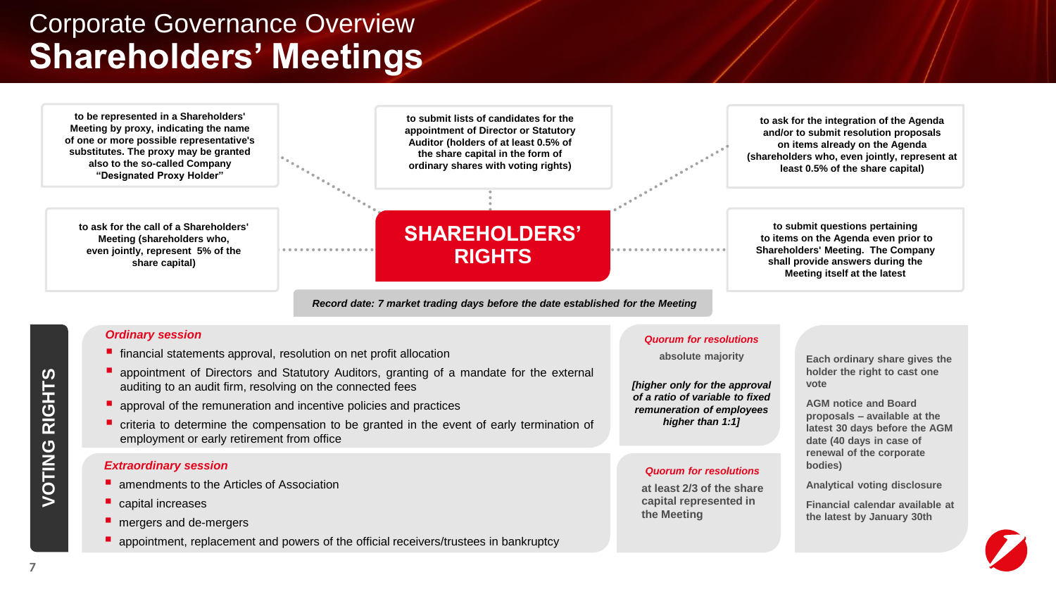# Corporate Governance Overview
# Shareholders' Meetings

## SHAREHOLDERS' RIGHTS

- to be represented in a Shareholders' Meeting by proxy, indicating the name of one or more possible representative's substitutes. The proxy may be granted also to the so-called Company "Designated Proxy Holder"
- to submit lists of candidates for the appointment of Director or Statutory Auditor (holders of at least 0.5% of the share capital in the form of ordinary shares with voting rights)
- to ask for the integration of the Agenda and/or to submit resolution proposals on items already on the Agenda (shareholders who, even jointly, represent at least 0.5% of the share capital)
- to ask for the call of a Shareholders' Meeting (shareholders who, even jointly, represent 5% of the share capital)
- to submit questions pertaining to items on the Agenda even prior to Shareholders' Meeting. The Company shall provide answers during the Meeting itself at the latest

*Record date: 7 market trading days before the date established for the Meeting*

## VOTING RIGHTS

### *Ordinary session*

- financial statements approval, resolution on net profit allocation
- appointment of Directors and Statutory Auditors, granting of a mandate for the external auditing to an audit firm, resolving on the connected fees
- approval of the remuneration and incentive policies and practices
- criteria to determine the compensation to be granted in the event of early termination of employment or early retirement from office

*Quorum for resolutions*

absolute majority

*[higher only for the approval of a ratio of variable to fixed remuneration of employees higher than 1:1]*

### *Extraordinary session*

- amendments to the Articles of Association
- capital increases
- mergers and de-mergers
- appointment, replacement and powers of the official receivers/trustees in bankruptcy

*Quorum for resolutions*

at least 2/3 of the share capital represented in the Meeting

---

Each ordinary share gives the holder the right to cast one vote

AGM notice and Board proposals – available at the latest 30 days before the AGM date (40 days in case of renewal of the corporate bodies)

Analytical voting disclosure

Financial calendar available at the latest by January 30th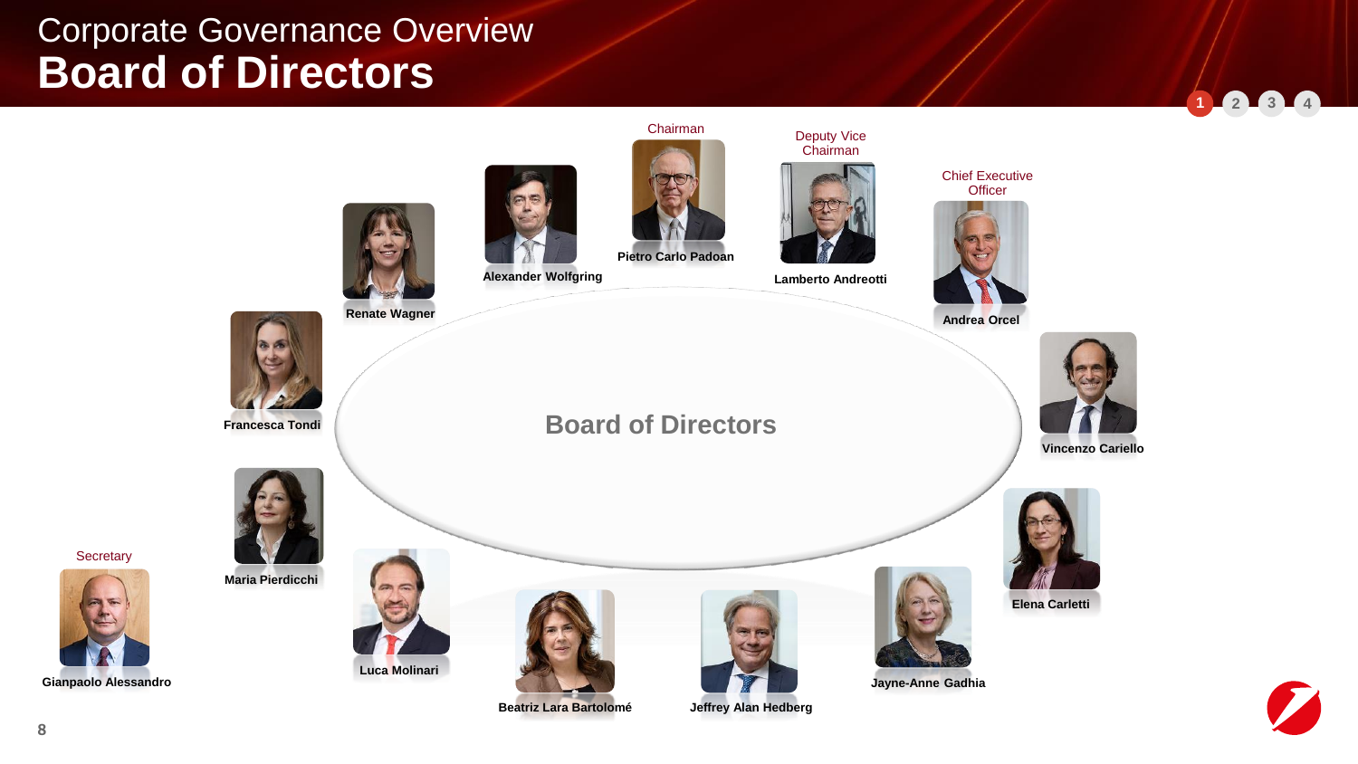# Corporate Governance Overview
## Board of Directors

**Board of Directors**

Chairman
**Pietro Carlo Padoan**

Deputy Vice Chairman
**Lamberto Andreotti**

Chief Executive Officer
**Andrea Orcel**

**Vincenzo Cariello**

**Elena Carletti**

**Jayne-Anne Gadhia**

**Jeffrey Alan Hedberg**

**Beatriz Lara Bartolomé**

**Luca Molinari**

**Maria Pierdicchi**

**Francesca Tondi**

**Renate Wagner**

**Alexander Wolfgring**

Secretary
**Gianpaolo Alessandro**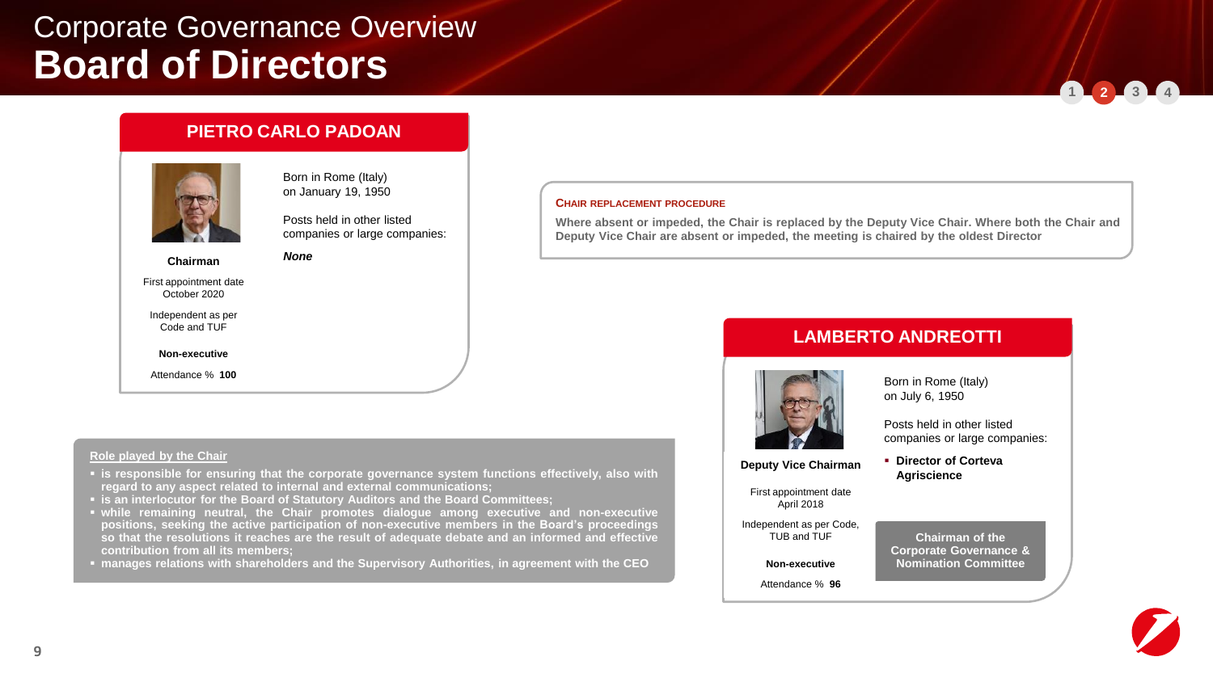# Corporate Governance Overview
# Board of Directors

## PIETRO CARLO PADOAN

**Chairman**

First appointment date
October 2020

Independent as per Code and TUF

**Non-executive**

Attendance % **100**

Born in Rome (Italy)
on January 19, 1950

Posts held in other listed companies or large companies:

***None***

**CHAIR REPLACEMENT PROCEDURE**

**Where absent or impeded, the Chair is replaced by the Deputy Vice Chair. Where both the Chair and Deputy Vice Chair are absent or impeded, the meeting is chaired by the oldest Director**

**Role played by the Chair**

- **is responsible for ensuring that the corporate governance system functions effectively, also with regard to any aspect related to internal and external communications;**
- **is an interlocutor for the Board of Statutory Auditors and the Board Committees;**
- **while remaining neutral, the Chair promotes dialogue among executive and non-executive positions, seeking the active participation of non-executive members in the Board's proceedings so that the resolutions it reaches are the result of adequate debate and an informed and effective contribution from all its members;**
- **manages relations with shareholders and the Supervisory Authorities, in agreement with the CEO**

## LAMBERTO ANDREOTTI

**Deputy Vice Chairman**

First appointment date
April 2018

Independent as per Code, TUB and TUF

**Non-executive**

Attendance % **96**

Born in Rome (Italy)
on July 6, 1950

Posts held in other listed companies or large companies:

- **Director of Corteva Agriscience**

**Chairman of the Corporate Governance & Nomination Committee**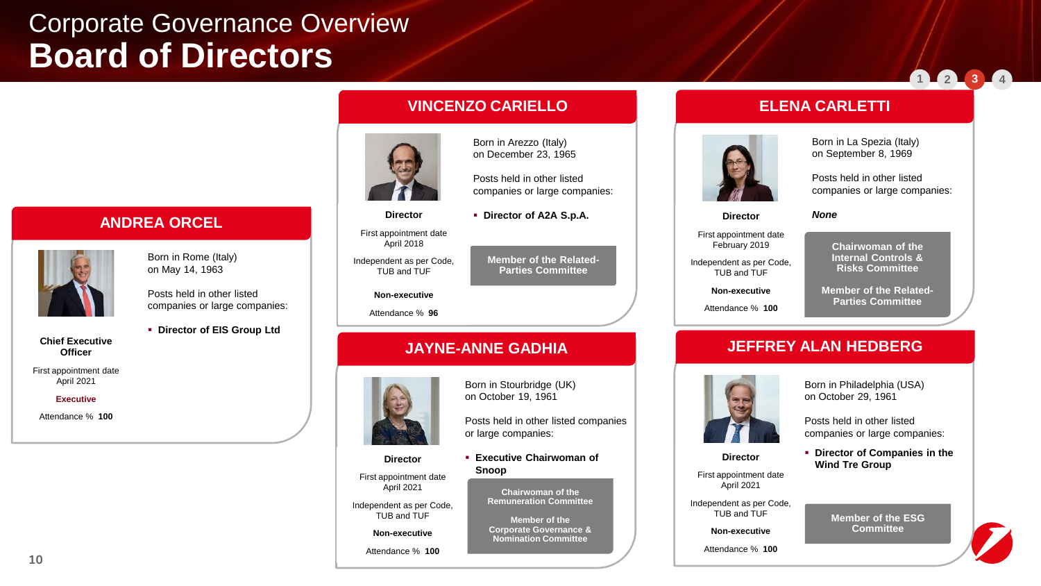# Corporate Governance Overview
# Board of Directors

## ANDREA ORCEL

**Chief Executive Officer**

First appointment date
April 2021

**Executive**

Attendance % **100**

Born in Rome (Italy)
on May 14, 1963

Posts held in other listed companies or large companies:

- **Director of EIS Group Ltd**

## VINCENZO CARIELLO

**Director**

First appointment date
April 2018

Independent as per Code, TUB and TUF

**Non-executive**

Attendance % **96**

Born in Arezzo (Italy)
on December 23, 1965

Posts held in other listed companies or large companies:

- **Director of A2A S.p.A.**

**Member of the Related-Parties Committee**

## ELENA CARLETTI

**Director**

First appointment date
February 2019

Independent as per Code, TUB and TUF

**Non-executive**

Attendance % **100**

Born in La Spezia (Italy)
on September 8, 1969

Posts held in other listed companies or large companies:

***None***

**Chairwoman of the Internal Controls & Risks Committee**

**Member of the Related-Parties Committee**

## JAYNE-ANNE GADHIA

**Director**

First appointment date
April 2021

Independent as per Code, TUB and TUF

**Non-executive**

Attendance % **100**

Born in Stourbridge (UK)
on October 19, 1961

Posts held in other listed companies or large companies:

- **Executive Chairwoman of Snoop**

**Chairwoman of the Remuneration Committee**

**Member of the Corporate Governance & Nomination Committee**

## JEFFREY ALAN HEDBERG

**Director**

First appointment date
April 2021

Independent as per Code, TUB and TUF

**Non-executive**

Attendance % **100**

Born in Philadelphia (USA)
on October 29, 1961

Posts held in other listed companies or large companies:

- **Director of Companies in the Wind Tre Group**

**Member of the ESG Committee**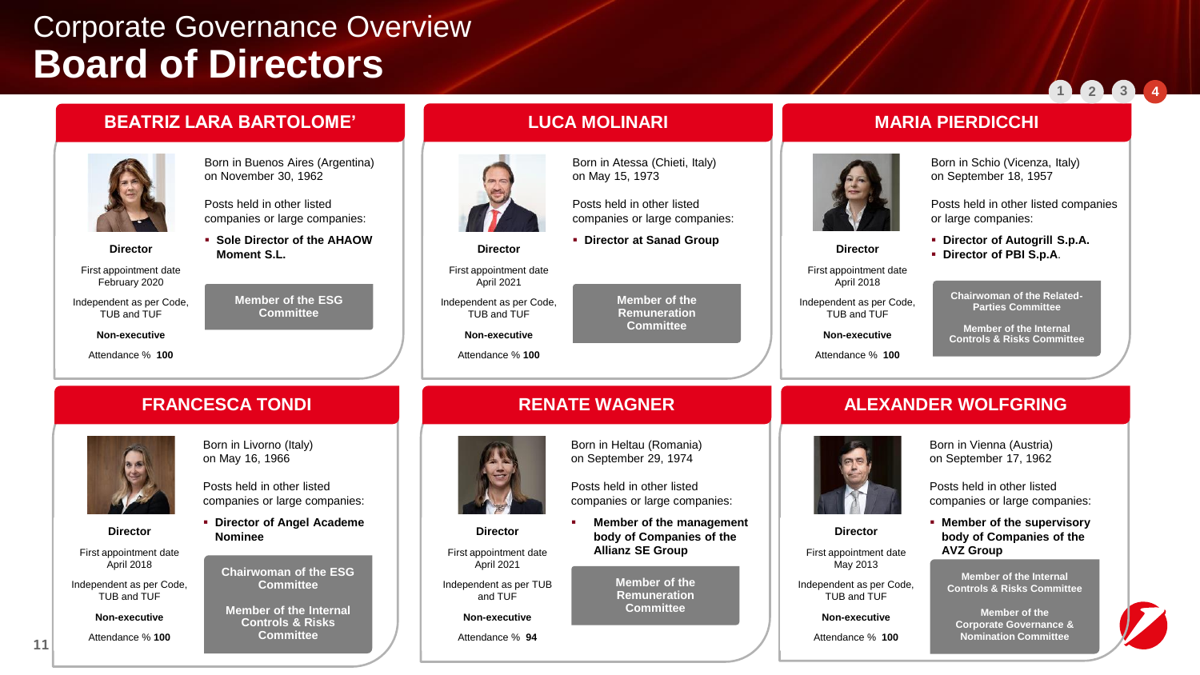# Corporate Governance Overview
# Board of Directors

## BEATRIZ LARA BARTOLOME'

**Director**

First appointment date February 2020

Independent as per Code, TUB and TUF

**Non-executive**

Attendance % **100**

Born in Buenos Aires (Argentina) on November 30, 1962

Posts held in other listed companies or large companies:

- **Sole Director of the AHAOW Moment S.L.**

**Member of the ESG Committee**

## LUCA MOLINARI

**Director**

First appointment date April 2021

Independent as per Code, TUB and TUF

**Non-executive**

Attendance % **100**

Born in Atessa (Chieti, Italy) on May 15, 1973

Posts held in other listed companies or large companies:

- **Director at Sanad Group**

**Member of the Remuneration Committee**

## MARIA PIERDICCHI

**Director**

First appointment date April 2018

Independent as per Code, TUB and TUF

**Non-executive**

Attendance % **100**

Born in Schio (Vicenza, Italy) on September 18, 1957

Posts held in other listed companies or large companies:

- **Director of Autogrill S.p.A.**
- **Director of PBI S.p.A.**

**Chairwoman of the Related-Parties Committee**

**Member of the Internal Controls & Risks Committee**

## FRANCESCA TONDI

**Director**

First appointment date April 2018

Independent as per Code, TUB and TUF

**Non-executive**

Attendance % **100**

Born in Livorno (Italy) on May 16, 1966

Posts held in other listed companies or large companies:

- **Director of Angel Academe Nominee**

**Chairwoman of the ESG Committee**

**Member of the Internal Controls & Risks Committee**

## RENATE WAGNER

**Director**

First appointment date April 2021

Independent as per TUB and TUF

**Non-executive**

Attendance % **94**

Born in Heltau (Romania) on September 29, 1974

Posts held in other listed companies or large companies:

- **Member of the management body of Companies of the Allianz SE Group**

**Member of the Remuneration Committee**

## ALEXANDER WOLFGRING

**Director**

First appointment date May 2013

Independent as per Code, TUB and TUF

**Non-executive**

Attendance % **100**

Born in Vienna (Austria) on September 17, 1962

Posts held in other listed companies or large companies:

- **Member of the supervisory body of Companies of the AVZ Group**

**Member of the Internal Controls & Risks Committee**

**Member of the Corporate Governance & Nomination Committee**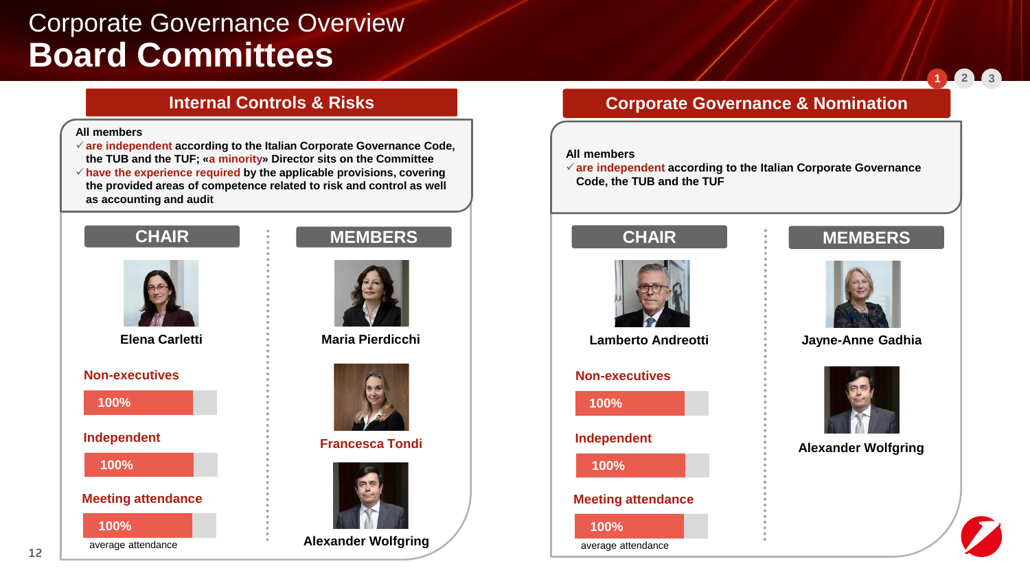# Corporate Governance Overview
## Board Committees

### Internal Controls & Risks

**All members**
- ✓ **are independent according to the Italian Corporate Governance Code, the TUB and the TUF; «a minority» Director sits on the Committee**
- ✓ **have the experience required by the applicable provisions, covering the provided areas of competence related to risk and control as well as accounting and audit**

**CHAIR**

Elena Carletti

**Non-executives**

100%

**Independent**

100%

**Meeting attendance**

100%

average attendance

**MEMBERS**

- Maria Pierdicchi
- Francesca Tondi
- Alexander Wolfgring

### Corporate Governance & Nomination

**All members**
- ✓ **are independent according to the Italian Corporate Governance Code, the TUB and the TUF**

**CHAIR**

Lamberto Andreotti

**Non-executives**

100%

**Independent**

100%

**Meeting attendance**

100%

average attendance

**MEMBERS**

- Jayne-Anne Gadhia
- Alexander Wolfgring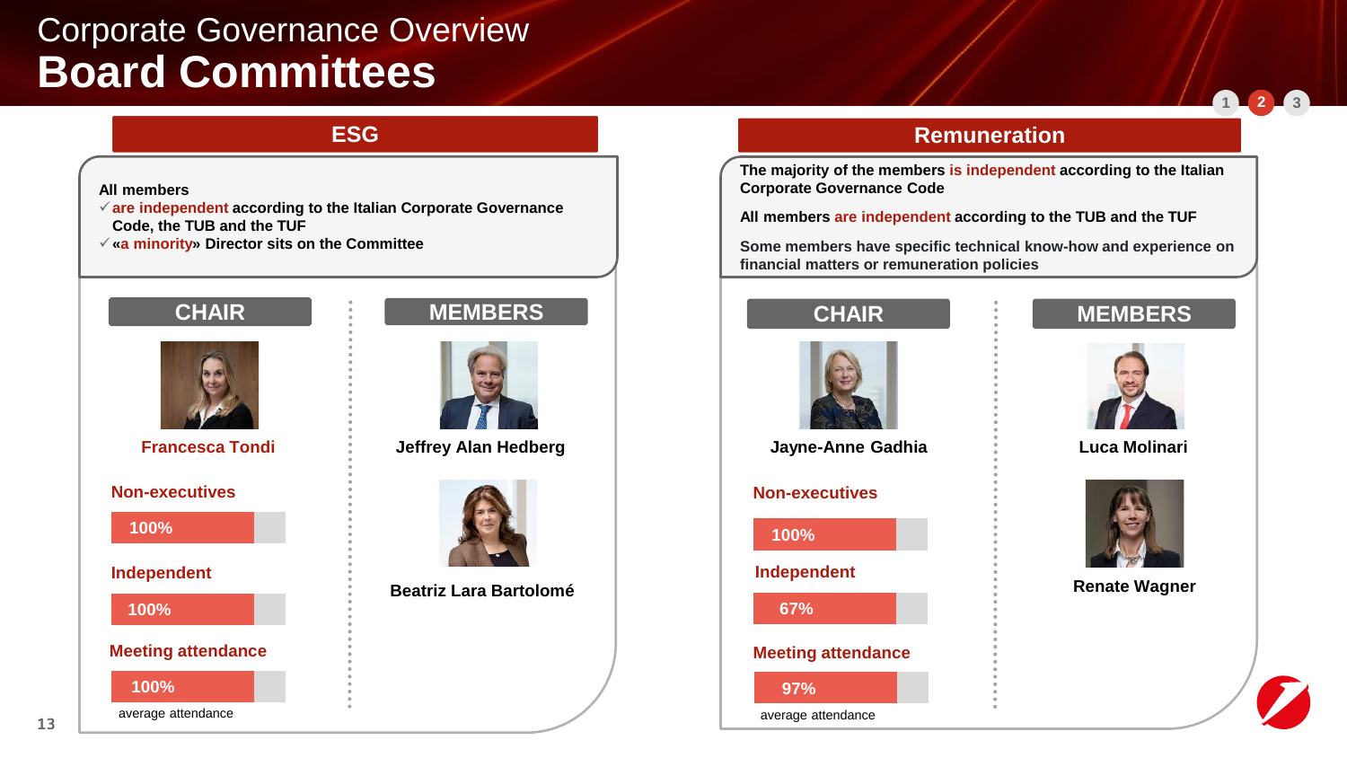# Corporate Governance Overview
# Board Committees

## ESG

All members

- ✓ are independent according to the Italian Corporate Governance Code, the TUB and the TUF
- ✓ «a minority» Director sits on the Committee

### CHAIR

Francesca Tondi

Non-executives: 100%

Independent: 100%

Meeting attendance: 100% average attendance

### MEMBERS

Jeffrey Alan Hedberg

Beatriz Lara Bartolomé

## Remuneration

The majority of the members is independent according to the Italian Corporate Governance Code

All members are independent according to the TUB and the TUF

Some members have specific technical know-how and experience on financial matters or remuneration policies

### CHAIR

Jayne-Anne Gadhia

Non-executives: 100%

Independent: 67%

Meeting attendance: 97% average attendance

### MEMBERS

Luca Molinari

Renate Wagner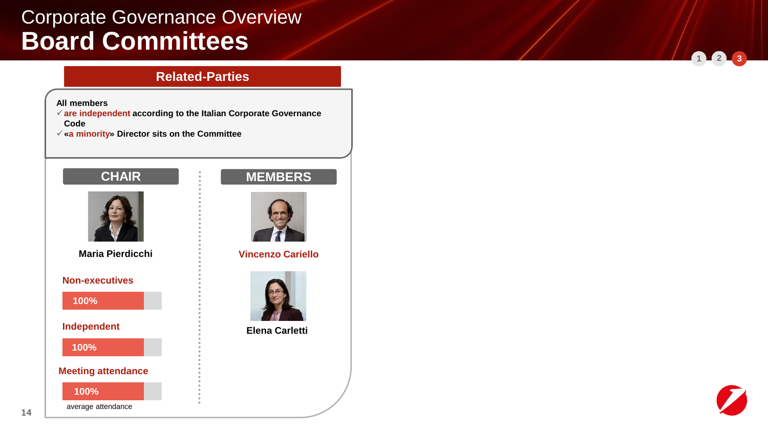# Corporate Governance Overview
## Board Committees

### Related-Parties

**All members**

- **are independent according to the Italian Corporate Governance Code**
- **«a minority» Director sits on the Committee**

**CHAIR**

**Maria Pierdicchi**

**Non-executives**

**100%**

**Independent**

**100%**

**Meeting attendance**

**100%**

average attendance

**MEMBERS**

**Vincenzo Cariello**

**Elena Carletti**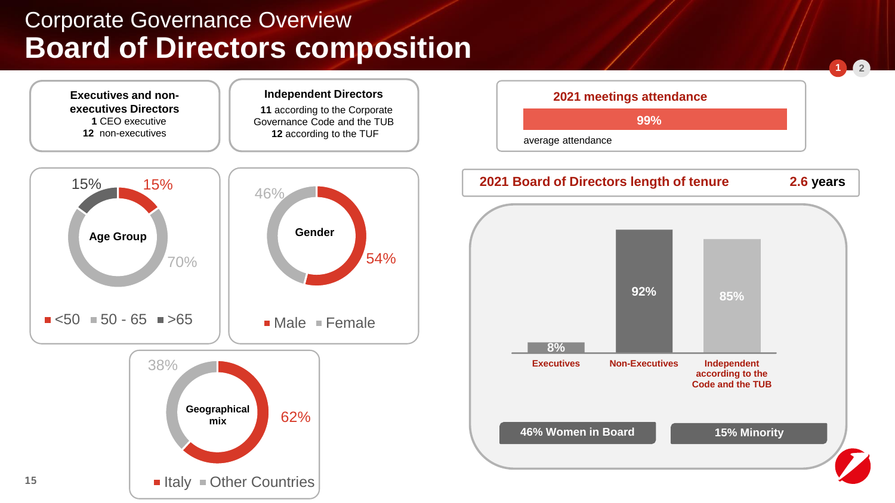Corporate Governance Overview

# Board of Directors composition

**Executives and non-executives Directors**
**1** CEO executive
**12** non-executives

**Independent Directors**
**11** according to the Corporate Governance Code and the TUB
**12** according to the TUF

**2021 meetings attendance**

**99%**

average attendance

**Age Group**

| Age Group | % |
|---|---|
| <50 | 15% |
| 50 - 65 | 70% |
| >65 | 15% |

**Gender**

| Gender | % |
|---|---|
| Male | 54% |
| Female | 46% |

**Geographical mix**

| Geographical mix | % |
|---|---|
| Italy | 62% |
| Other Countries | 38% |

**2021 Board of Directors length of tenure** **2.6 years**

| Executives | Non-Executives | Independent according to the Code and the TUB |
|---|---|---|
| 8% | 92% | 85% |

**46% Women in Board**

**15% Minority**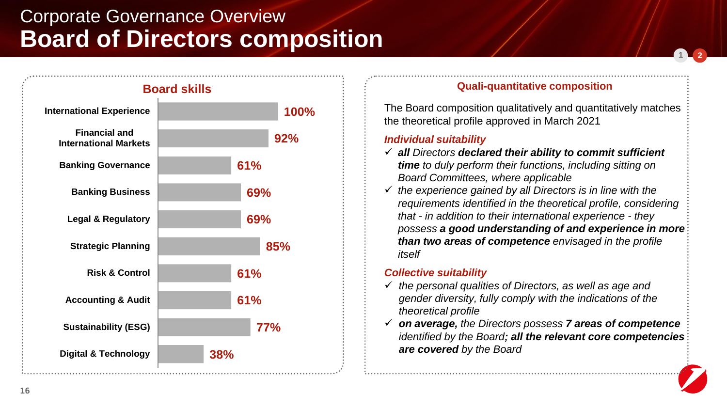Corporate Governance Overview

# Board of Directors composition

## Board skills

| Skill | % |
|---|---|
| International Experience | 100% |
| Financial and International Markets | 92% |
| Banking Governance | 61% |
| Banking Business | 69% |
| Legal & Regulatory | 69% |
| Strategic Planning | 85% |
| Risk & Control | 61% |
| Accounting & Audit | 61% |
| Sustainability (ESG) | 77% |
| Digital & Technology | 38% |

## Quali-quantitative composition

The Board composition qualitatively and quantitatively matches the theoretical profile approved in March 2021

### *Individual suitability*

- ✓ ***all*** *Directors* ***declared their ability to commit sufficient time*** *to duly perform their functions, including sitting on Board Committees, where applicable*
- ✓ *the experience gained by all Directors is in line with the requirements identified in the theoretical profile, considering that - in addition to their international experience - they possess* ***a good understanding of and experience in more than two areas of competence*** *envisaged in the profile itself*

### *Collective suitability*

- ✓ *the personal qualities of Directors, as well as age and gender diversity, fully comply with the indications of the theoretical profile*
- ✓ ***on average,*** *the Directors possess* ***7 areas of competence*** *identified by the Board****; all the relevant core competencies are covered*** *by the Board*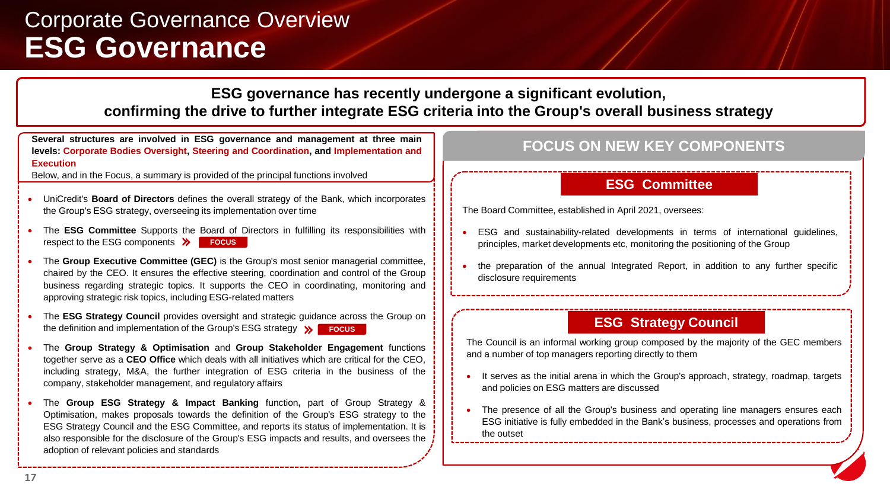# Corporate Governance Overview
# ESG Governance

**ESG governance has recently undergone a significant evolution, confirming the drive to further integrate ESG criteria into the Group's overall business strategy**

**Several structures are involved in ESG governance and management at three main levels: Corporate Bodies Oversight, Steering and Coordination, and Implementation and Execution**

Below, and in the Focus, a summary is provided of the principal functions involved

- UniCredit's **Board of Directors** defines the overall strategy of the Bank, which incorporates the Group's ESG strategy, overseeing its implementation over time
- The **ESG Committee** Supports the Board of Directors in fulfilling its responsibilities with respect to the ESG components » FOCUS
- The **Group Executive Committee (GEC)** is the Group's most senior managerial committee, chaired by the CEO. It ensures the effective steering, coordination and control of the Group business regarding strategic topics. It supports the CEO in coordinating, monitoring and approving strategic risk topics, including ESG-related matters
- The **ESG Strategy Council** provides oversight and strategic guidance across the Group on the definition and implementation of the Group's ESG strategy » FOCUS
- The **Group Strategy & Optimisation** and **Group Stakeholder Engagement** functions together serve as a **CEO Office** which deals with all initiatives which are critical for the CEO, including strategy, M&A, the further integration of ESG criteria in the business of the company, stakeholder management, and regulatory affairs
- The **Group ESG Strategy & Impact Banking** function**,** part of Group Strategy & Optimisation, makes proposals towards the definition of the Group's ESG strategy to the ESG Strategy Council and the ESG Committee, and reports its status of implementation. It is also responsible for the disclosure of the Group's ESG impacts and results, and oversees the adoption of relevant policies and standards

## FOCUS ON NEW KEY COMPONENTS

### ESG Committee

The Board Committee, established in April 2021, oversees:

- ESG and sustainability-related developments in terms of international guidelines, principles, market developments etc, monitoring the positioning of the Group
- the preparation of the annual Integrated Report, in addition to any further specific disclosure requirements

### ESG Strategy Council

The Council is an informal working group composed by the majority of the GEC members and a number of top managers reporting directly to them

- It serves as the initial arena in which the Group's approach, strategy, roadmap, targets and policies on ESG matters are discussed
- The presence of all the Group's business and operating line managers ensures each ESG initiative is fully embedded in the Bank's business, processes and operations from the outset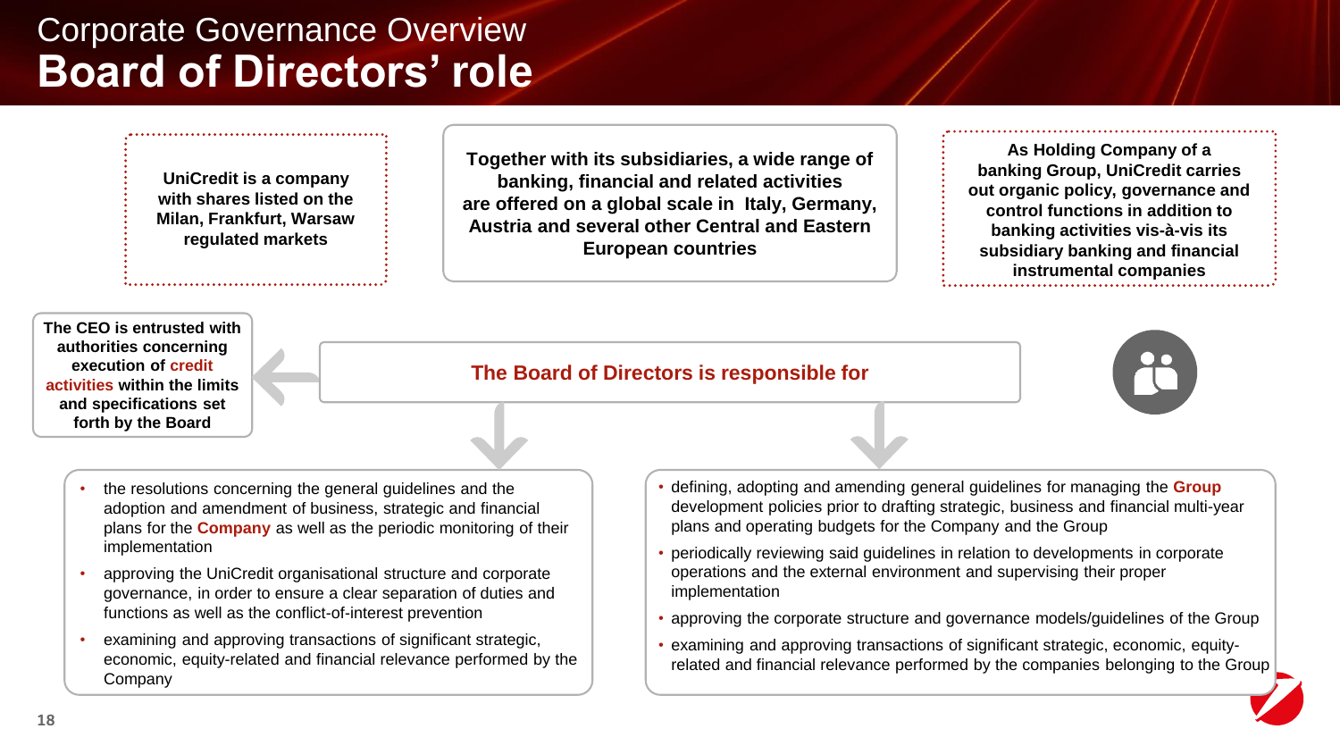# Corporate Governance Overview

## Board of Directors' role

**UniCredit is a company with shares listed on the Milan, Frankfurt, Warsaw regulated markets**

**Together with its subsidiaries, a wide range of banking, financial and related activities are offered on a global scale in Italy, Germany, Austria and several other Central and Eastern European countries**

**As Holding Company of a banking Group, UniCredit carries out organic policy, governance and control functions in addition to banking activities vis-à-vis its subsidiary banking and financial instrumental companies**

**The CEO is entrusted with authorities concerning execution of credit activities within the limits and specifications set forth by the Board**

**The Board of Directors is responsible for**

- the resolutions concerning the general guidelines and the adoption and amendment of business, strategic and financial plans for the **Company** as well as the periodic monitoring of their implementation
- approving the UniCredit organisational structure and corporate governance, in order to ensure a clear separation of duties and functions as well as the conflict-of-interest prevention
- examining and approving transactions of significant strategic, economic, equity-related and financial relevance performed by the Company

- defining, adopting and amending general guidelines for managing the **Group** development policies prior to drafting strategic, business and financial multi-year plans and operating budgets for the Company and the Group
- periodically reviewing said guidelines in relation to developments in corporate operations and the external environment and supervising their proper implementation
- approving the corporate structure and governance models/guidelines of the Group
- examining and approving transactions of significant strategic, economic, equity-related and financial relevance performed by the companies belonging to the Group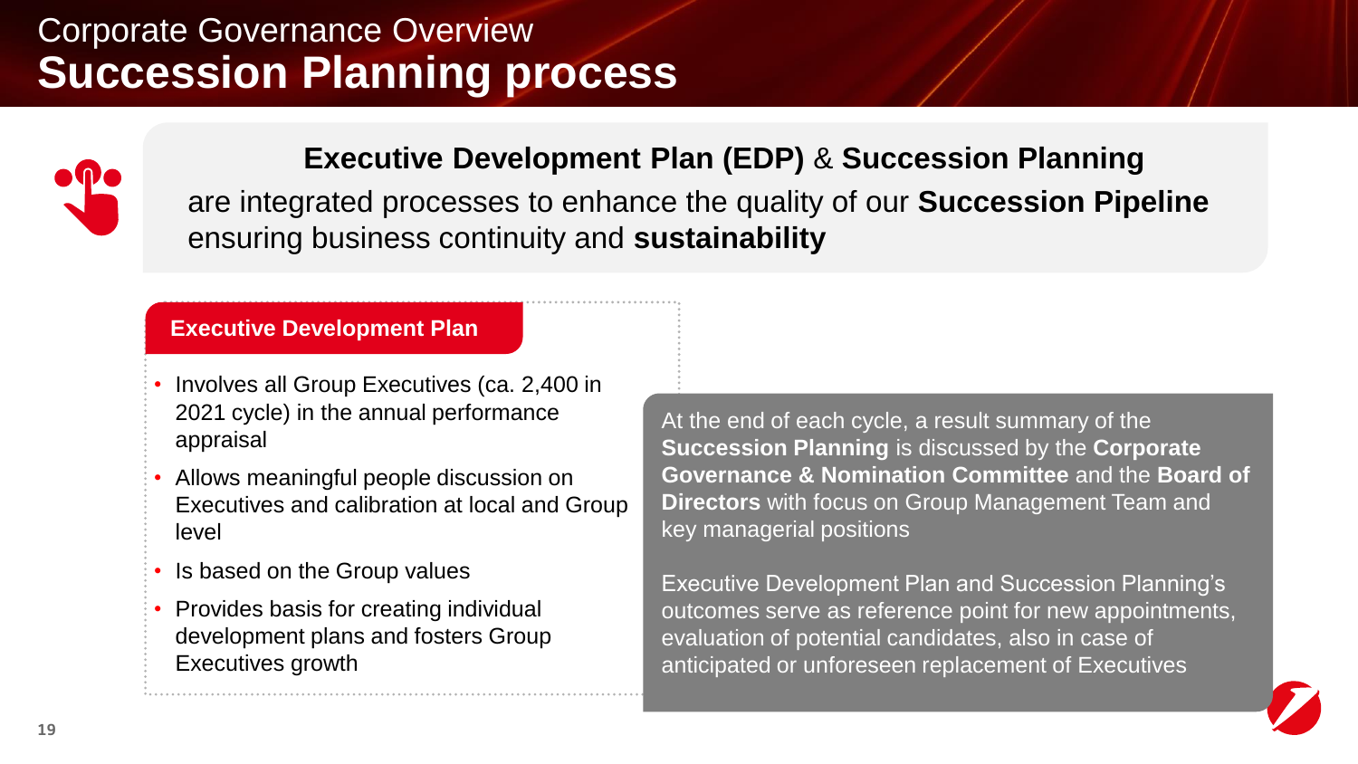# Corporate Governance Overview
## Succession Planning process

**Executive Development Plan (EDP)** & **Succession Planning** are integrated processes to enhance the quality of our **Succession Pipeline** ensuring business continuity and **sustainability**

### Executive Development Plan

- Involves all Group Executives (ca. 2,400 in 2021 cycle) in the annual performance appraisal
- Allows meaningful people discussion on Executives and calibration at local and Group level
- Is based on the Group values
- Provides basis for creating individual development plans and fosters Group Executives growth

At the end of each cycle, a result summary of the **Succession Planning** is discussed by the **Corporate Governance & Nomination Committee** and the **Board of Directors** with focus on Group Management Team and key managerial positions

Executive Development Plan and Succession Planning's outcomes serve as reference point for new appointments, evaluation of potential candidates, also in case of anticipated or unforeseen replacement of Executives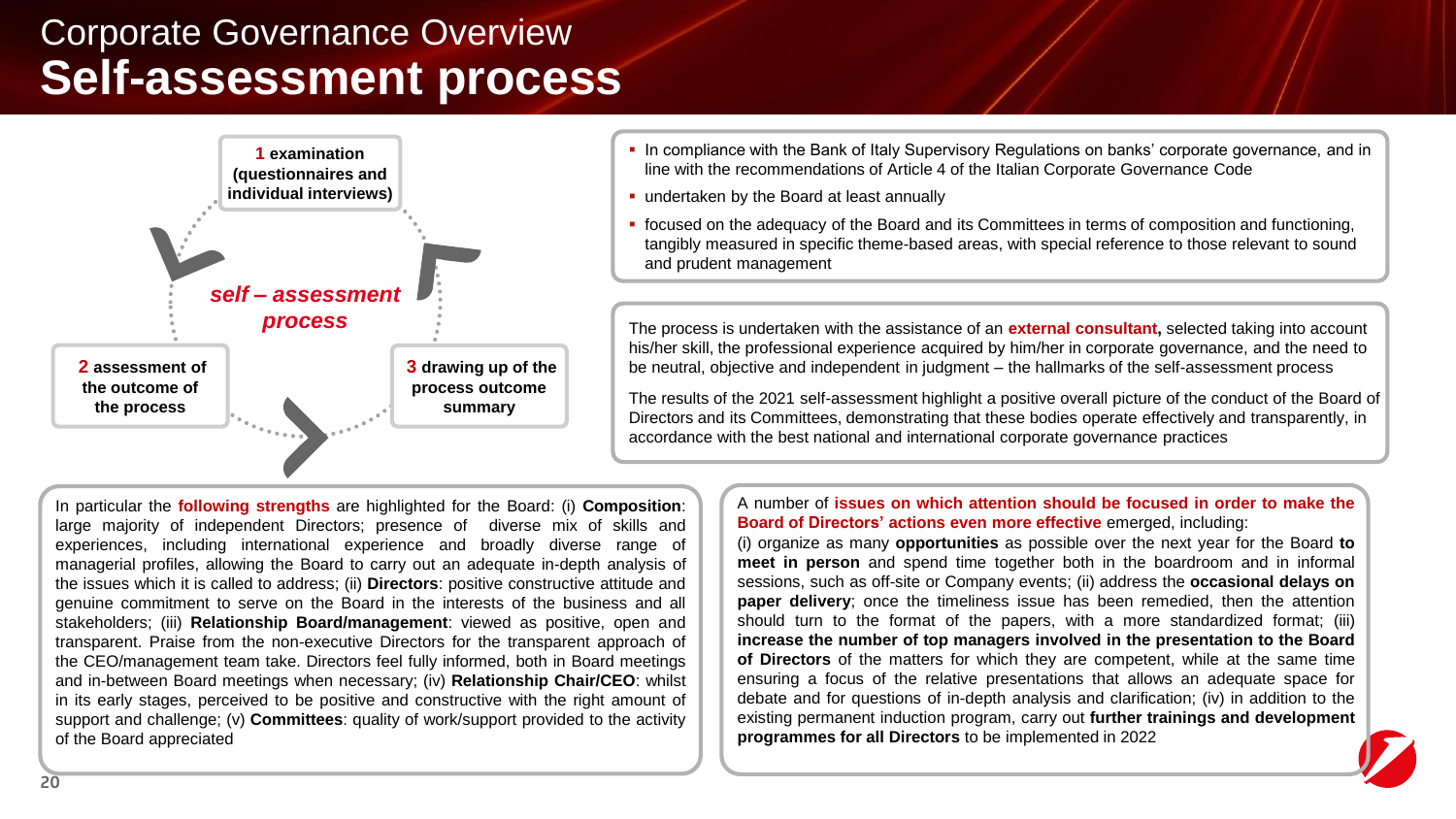# Corporate Governance Overview

## Self-assessment process

**1 examination (questionnaires and individual interviews)**

**2 assessment of the outcome of the process**

**3 drawing up of the process outcome summary**

***self – assessment process***

- In compliance with the Bank of Italy Supervisory Regulations on banks' corporate governance, and in line with the recommendations of Article 4 of the Italian Corporate Governance Code
- undertaken by the Board at least annually
- focused on the adequacy of the Board and its Committees in terms of composition and functioning, tangibly measured in specific theme-based areas, with special reference to those relevant to sound and prudent management

The process is undertaken with the assistance of an **external consultant,** selected taking into account his/her skill, the professional experience acquired by him/her in corporate governance, and the need to be neutral, objective and independent in judgment – the hallmarks of the self-assessment process

The results of the 2021 self-assessment highlight a positive overall picture of the conduct of the Board of Directors and its Committees, demonstrating that these bodies operate effectively and transparently, in accordance with the best national and international corporate governance practices

In particular the **following strengths** are highlighted for the Board: (i) **Composition**: large majority of independent Directors; presence of diverse mix of skills and experiences, including international experience and broadly diverse range of managerial profiles, allowing the Board to carry out an adequate in-depth analysis of the issues which it is called to address; (ii) **Directors**: positive constructive attitude and genuine commitment to serve on the Board in the interests of the business and all stakeholders; (iii) **Relationship Board/management**: viewed as positive, open and transparent. Praise from the non-executive Directors for the transparent approach of the CEO/management team take. Directors feel fully informed, both in Board meetings and in-between Board meetings when necessary; (iv) **Relationship Chair/CEO**: whilst in its early stages, perceived to be positive and constructive with the right amount of support and challenge; (v) **Committees**: quality of work/support provided to the activity of the Board appreciated

A number of **issues on which attention should be focused in order to make the Board of Directors' actions even more effective** emerged, including:
(i) organize as many **opportunities** as possible over the next year for the Board **to meet in person** and spend time together both in the boardroom and in informal sessions, such as off-site or Company events; (ii) address the **occasional delays on paper delivery**; once the timeliness issue has been remedied, then the attention should turn to the format of the papers, with a more standardized format; (iii) **increase the number of top managers involved in the presentation to the Board of Directors** of the matters for which they are competent, while at the same time ensuring a focus of the relative presentations that allows an adequate space for debate and for questions of in-depth analysis and clarification; (iv) in addition to the existing permanent induction program, carry out **further trainings and development programmes for all Directors** to be implemented in 2022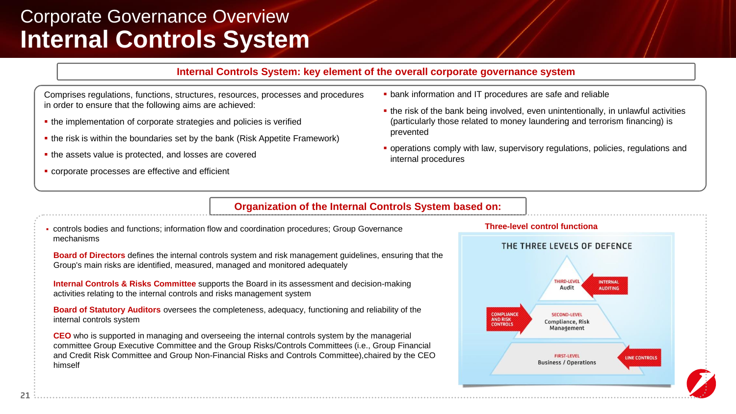# Corporate Governance Overview

## Internal Controls System

### Internal Controls System: key element of the overall corporate governance system

Comprises regulations, functions, structures, resources, processes and procedures in order to ensure that the following aims are achieved:

- the implementation of corporate strategies and policies is verified
- the risk is within the boundaries set by the bank (Risk Appetite Framework)
- the assets value is protected, and losses are covered
- corporate processes are effective and efficient
- bank information and IT procedures are safe and reliable
- the risk of the bank being involved, even unintentionally, in unlawful activities (particularly those related to money laundering and terrorism financing) is prevented
- operations comply with law, supervisory regulations, policies, regulations and internal procedures

### Organization of the Internal Controls System based on:

- controls bodies and functions; information flow and coordination procedures; Group Governance mechanisms

**Board of Directors** defines the internal controls system and risk management guidelines, ensuring that the Group's main risks are identified, measured, managed and monitored adequately

**Internal Controls & Risks Committee** supports the Board in its assessment and decision-making activities relating to the internal controls and risks management system

**Board of Statutory Auditors** oversees the completeness, adequacy, functioning and reliability of the internal controls system

**CEO** who is supported in managing and overseeing the internal controls system by the managerial committee Group Executive Committee and the Group Risks/Controls Committees (i.e., Group Financial and Credit Risk Committee and Group Non-Financial Risks and Controls Committee),chaired by the CEO himself

**Three-level control functiona**

THE THREE LEVELS OF DEFENCE

- THIRD-LEVEL Audit — INTERNAL AUDITING
- SECOND-LEVEL Compliance, Risk Management — COMPLIANCE AND RISK CONTROLS
- FIRST-LEVEL Business / Operations — LINE CONTROLS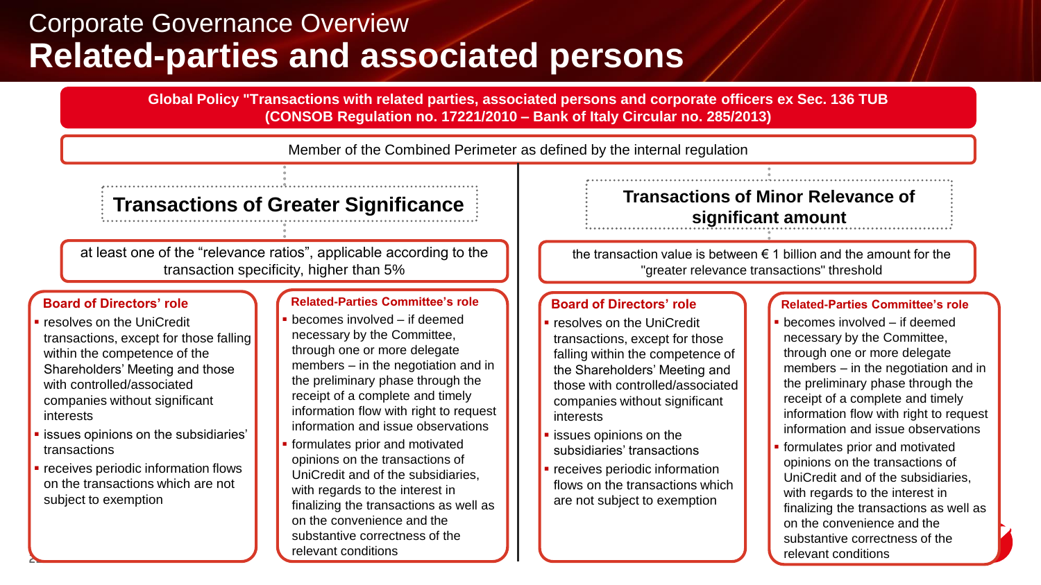# Corporate Governance Overview
## Related-parties and associated persons

**Global Policy "Transactions with related parties, associated persons and corporate officers ex Sec. 136 TUB (CONSOB Regulation no. 17221/2010 – Bank of Italy Circular no. 285/2013)**

Member of the Combined Perimeter as defined by the internal regulation

### Transactions of Greater Significance

at least one of the "relevance ratios", applicable according to the transaction specificity, higher than 5%

**Board of Directors' role**

- resolves on the UniCredit transactions, except for those falling within the competence of the Shareholders' Meeting and those with controlled/associated companies without significant interests
- issues opinions on the subsidiaries' transactions
- receives periodic information flows on the transactions which are not subject to exemption

**Related-Parties Committee's role**

- becomes involved – if deemed necessary by the Committee, through one or more delegate members – in the negotiation and in the preliminary phase through the receipt of a complete and timely information flow with right to request information and issue observations
- formulates prior and motivated opinions on the transactions of UniCredit and of the subsidiaries, with regards to the interest in finalizing the transactions as well as on the convenience and the substantive correctness of the relevant conditions

### Transactions of Minor Relevance of significant amount

the transaction value is between € 1 billion and the amount for the "greater relevance transactions" threshold

**Board of Directors' role**

- resolves on the UniCredit transactions, except for those falling within the competence of the Shareholders' Meeting and those with controlled/associated companies without significant interests
- issues opinions on the subsidiaries' transactions
- receives periodic information flows on the transactions which are not subject to exemption

**Related-Parties Committee's role**

- becomes involved – if deemed necessary by the Committee, through one or more delegate members – in the negotiation and in the preliminary phase through the receipt of a complete and timely information flow with right to request information and issue observations
- formulates prior and motivated opinions on the transactions of UniCredit and of the subsidiaries, with regards to the interest in finalizing the transactions as well as on the convenience and the substantive correctness of the relevant conditions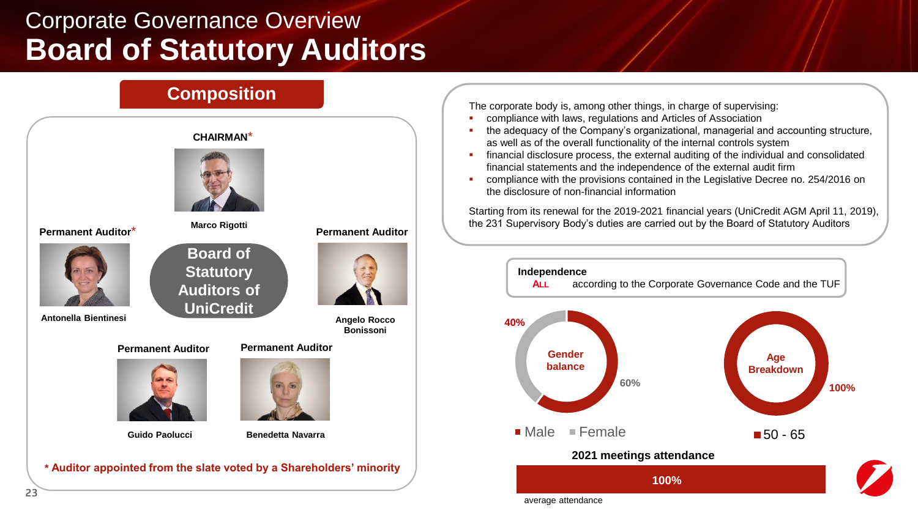# Corporate Governance Overview
# Board of Statutory Auditors

## Composition

**CHAIRMAN***

**Marco Rigotti**

**Board of Statutory Auditors of UniCredit**

**Permanent Auditor***

**Antonella Bientinesi**

**Permanent Auditor**

**Angelo Rocco Bonissoni**

**Permanent Auditor**

**Guido Paolucci**

**Permanent Auditor**

**Benedetta Navarra**

**\* Auditor appointed from the slate voted by a Shareholders' minority**

The corporate body is, among other things, in charge of supervising:

- compliance with laws, regulations and Articles of Association
- the adequacy of the Company's organizational, managerial and accounting structure, as well as of the overall functionality of the internal controls system
- financial disclosure process, the external auditing of the individual and consolidated financial statements and the independence of the external audit firm
- compliance with the provisions contained in the Legislative Decree no. 254/2016 on the disclosure of non-financial information

Starting from its renewal for the 2019-2021 financial years (UniCredit AGM April 11, 2019), the 231 Supervisory Body's duties are carried out by the Board of Statutory Auditors

**Independence**
ALL according to the Corporate Governance Code and the TUF

**Gender balance**
- Male: 60%
- Female: 40%

**Age Breakdown**
- 50 - 65: 100%

**2021 meetings attendance**

100%

average attendance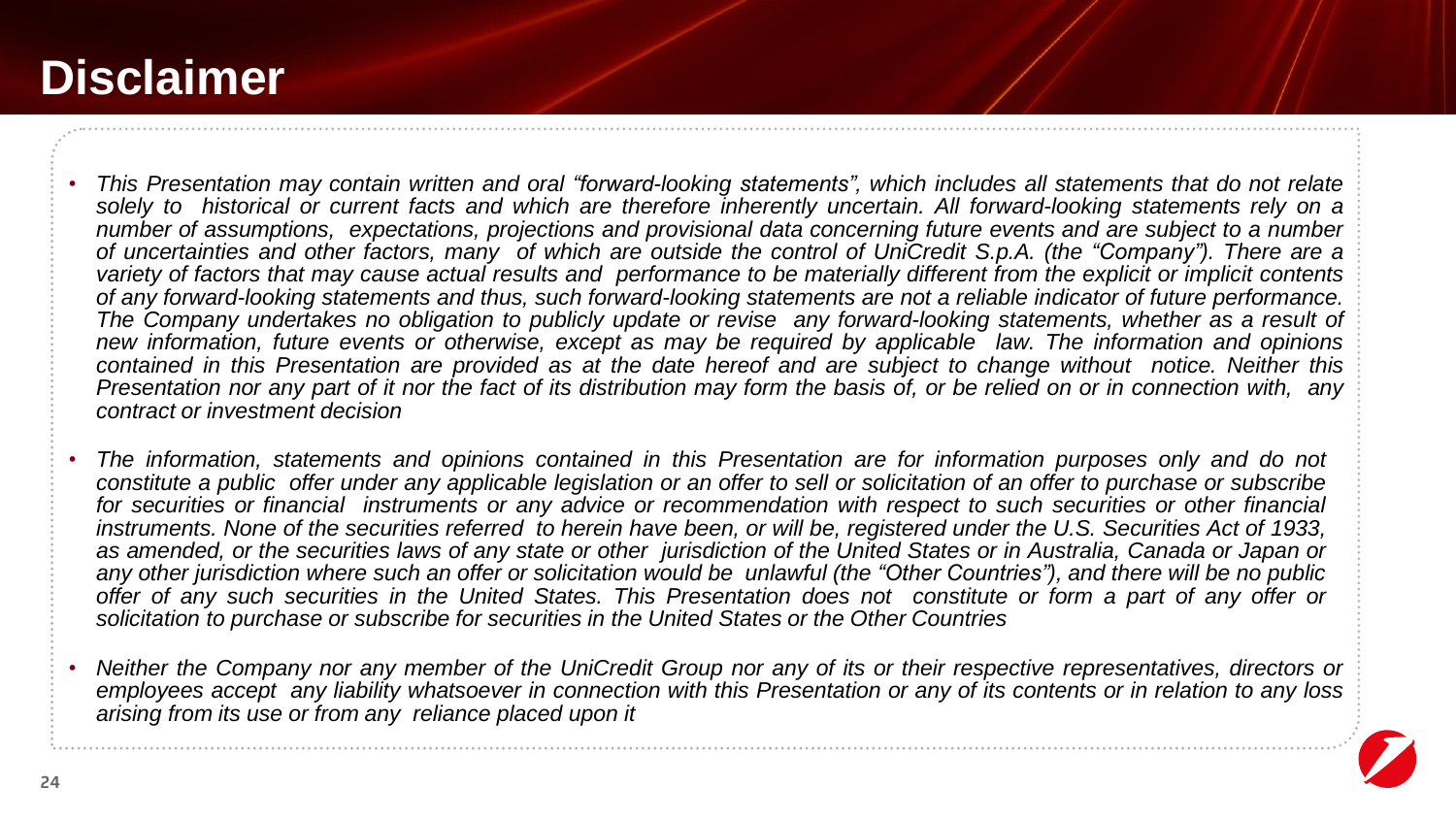# Disclaimer

- *This Presentation may contain written and oral "forward-looking statements", which includes all statements that do not relate solely to historical or current facts and which are therefore inherently uncertain. All forward-looking statements rely on a number of assumptions, expectations, projections and provisional data concerning future events and are subject to a number of uncertainties and other factors, many of which are outside the control of UniCredit S.p.A. (the "Company"). There are a variety of factors that may cause actual results and performance to be materially different from the explicit or implicit contents of any forward-looking statements and thus, such forward-looking statements are not a reliable indicator of future performance. The Company undertakes no obligation to publicly update or revise any forward-looking statements, whether as a result of new information, future events or otherwise, except as may be required by applicable law. The information and opinions contained in this Presentation are provided as at the date hereof and are subject to change without notice. Neither this Presentation nor any part of it nor the fact of its distribution may form the basis of, or be relied on or in connection with, any contract or investment decision*

- *The information, statements and opinions contained in this Presentation are for information purposes only and do not constitute a public offer under any applicable legislation or an offer to sell or solicitation of an offer to purchase or subscribe for securities or financial instruments or any advice or recommendation with respect to such securities or other financial instruments. None of the securities referred to herein have been, or will be, registered under the U.S. Securities Act of 1933, as amended, or the securities laws of any state or other jurisdiction of the United States or in Australia, Canada or Japan or any other jurisdiction where such an offer or solicitation would be unlawful (the "Other Countries"), and there will be no public offer of any such securities in the United States. This Presentation does not constitute or form a part of any offer or solicitation to purchase or subscribe for securities in the United States or the Other Countries*

- *Neither the Company nor any member of the UniCredit Group nor any of its or their respective representatives, directors or employees accept any liability whatsoever in connection with this Presentation or any of its contents or in relation to any loss arising from its use or from any reliance placed upon it*